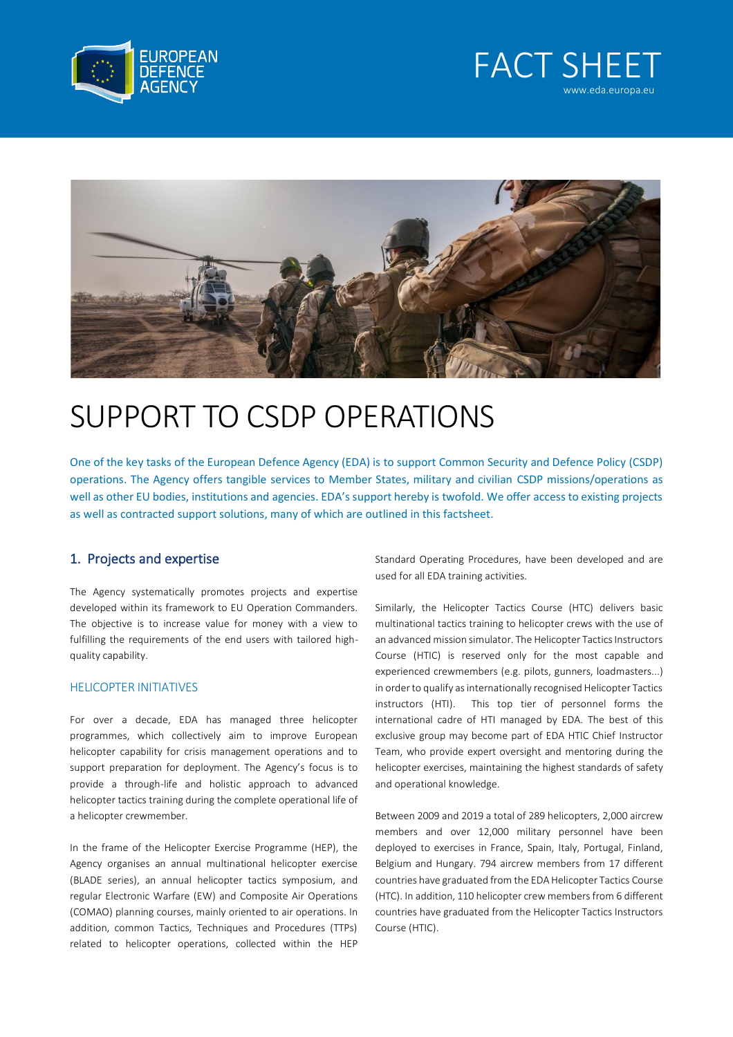EUROPEAN DEFENCE AGENCY

FACT SHEET
www.eda.europa.eu

# SUPPORT TO CSDP OPERATIONS

One of the key tasks of the European Defence Agency (EDA) is to support Common Security and Defence Policy (CSDP) operations. The Agency offers tangible services to Member States, military and civilian CSDP missions/operations as well as other EU bodies, institutions and agencies. EDA's support hereby is twofold. We offer access to existing projects as well as contracted support solutions, many of which are outlined in this factsheet.

## 1. Projects and expertise

The Agency systematically promotes projects and expertise developed within its framework to EU Operation Commanders. The objective is to increase value for money with a view to fulfilling the requirements of the end users with tailored high-quality capability.

### HELICOPTER INITIATIVES

For over a decade, EDA has managed three helicopter programmes, which collectively aim to improve European helicopter capability for crisis management operations and to support preparation for deployment. The Agency's focus is to provide a through-life and holistic approach to advanced helicopter tactics training during the complete operational life of a helicopter crewmember.

In the frame of the Helicopter Exercise Programme (HEP), the Agency organises an annual multinational helicopter exercise (BLADE series), an annual helicopter tactics symposium, and regular Electronic Warfare (EW) and Composite Air Operations (COMAO) planning courses, mainly oriented to air operations. In addition, common Tactics, Techniques and Procedures (TTPs) related to helicopter operations, collected within the HEP Standard Operating Procedures, have been developed and are used for all EDA training activities.

Similarly, the Helicopter Tactics Course (HTC) delivers basic multinational tactics training to helicopter crews with the use of an advanced mission simulator. The Helicopter Tactics Instructors Course (HTIC) is reserved only for the most capable and experienced crewmembers (e.g. pilots, gunners, loadmasters...) in order to qualify as internationally recognised Helicopter Tactics instructors (HTI). This top tier of personnel forms the international cadre of HTI managed by EDA. The best of this exclusive group may become part of EDA HTIC Chief Instructor Team, who provide expert oversight and mentoring during the helicopter exercises, maintaining the highest standards of safety and operational knowledge.

Between 2009 and 2019 a total of 289 helicopters, 2,000 aircrew members and over 12,000 military personnel have been deployed to exercises in France, Spain, Italy, Portugal, Finland, Belgium and Hungary. 794 aircrew members from 17 different countries have graduated from the EDA Helicopter Tactics Course (HTC). In addition, 110 helicopter crew members from 6 different countries have graduated from the Helicopter Tactics Instructors Course (HTIC).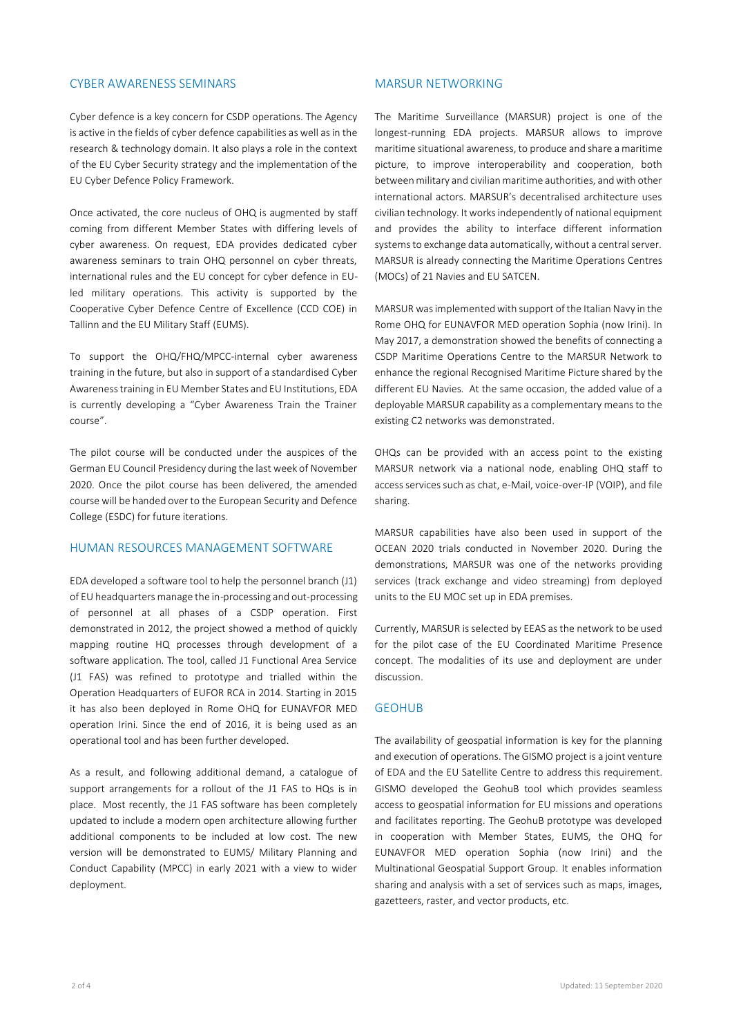## CYBER AWARENESS SEMINARS

Cyber defence is a key concern for CSDP operations. The Agency is active in the fields of cyber defence capabilities as well as in the research & technology domain. It also plays a role in the context of the EU Cyber Security strategy and the implementation of the EU Cyber Defence Policy Framework.

Once activated, the core nucleus of OHQ is augmented by staff coming from different Member States with differing levels of cyber awareness. On request, EDA provides dedicated cyber awareness seminars to train OHQ personnel on cyber threats, international rules and the EU concept for cyber defence in EU-led military operations. This activity is supported by the Cooperative Cyber Defence Centre of Excellence (CCD COE) in Tallinn and the EU Military Staff (EUMS).

To support the OHQ/FHQ/MPCC-internal cyber awareness training in the future, but also in support of a standardised Cyber Awareness training in EU Member States and EU Institutions, EDA is currently developing a "Cyber Awareness Train the Trainer course".

The pilot course will be conducted under the auspices of the German EU Council Presidency during the last week of November 2020. Once the pilot course has been delivered, the amended course will be handed over to the European Security and Defence College (ESDC) for future iterations.

## HUMAN RESOURCES MANAGEMENT SOFTWARE

EDA developed a software tool to help the personnel branch (J1) of EU headquarters manage the in-processing and out-processing of personnel at all phases of a CSDP operation. First demonstrated in 2012, the project showed a method of quickly mapping routine HQ processes through development of a software application. The tool, called J1 Functional Area Service (J1 FAS) was refined to prototype and trialled within the Operation Headquarters of EUFOR RCA in 2014. Starting in 2015 it has also been deployed in Rome OHQ for EUNAVFOR MED operation Irini. Since the end of 2016, it is being used as an operational tool and has been further developed.

As a result, and following additional demand, a catalogue of support arrangements for a rollout of the J1 FAS to HQs is in place. Most recently, the J1 FAS software has been completely updated to include a modern open architecture allowing further additional components to be included at low cost. The new version will be demonstrated to EUMS/ Military Planning and Conduct Capability (MPCC) in early 2021 with a view to wider deployment.

## MARSUR NETWORKING

The Maritime Surveillance (MARSUR) project is one of the longest-running EDA projects. MARSUR allows to improve maritime situational awareness, to produce and share a maritime picture, to improve interoperability and cooperation, both between military and civilian maritime authorities, and with other international actors. MARSUR's decentralised architecture uses civilian technology. It works independently of national equipment and provides the ability to interface different information systems to exchange data automatically, without a central server. MARSUR is already connecting the Maritime Operations Centres (MOCs) of 21 Navies and EU SATCEN.

MARSUR was implemented with support of the Italian Navy in the Rome OHQ for EUNAVFOR MED operation Sophia (now Irini). In May 2017, a demonstration showed the benefits of connecting a CSDP Maritime Operations Centre to the MARSUR Network to enhance the regional Recognised Maritime Picture shared by the different EU Navies. At the same occasion, the added value of a deployable MARSUR capability as a complementary means to the existing C2 networks was demonstrated.

OHQs can be provided with an access point to the existing MARSUR network via a national node, enabling OHQ staff to access services such as chat, e-Mail, voice-over-IP (VOIP), and file sharing.

MARSUR capabilities have also been used in support of the OCEAN 2020 trials conducted in November 2020. During the demonstrations, MARSUR was one of the networks providing services (track exchange and video streaming) from deployed units to the EU MOC set up in EDA premises.

Currently, MARSUR is selected by EEAS as the network to be used for the pilot case of the EU Coordinated Maritime Presence concept. The modalities of its use and deployment are under discussion.

## GEOHUB

The availability of geospatial information is key for the planning and execution of operations. The GISMO project is a joint venture of EDA and the EU Satellite Centre to address this requirement. GISMO developed the GeohuB tool which provides seamless access to geospatial information for EU missions and operations and facilitates reporting. The GeohuB prototype was developed in cooperation with Member States, EUMS, the OHQ for EUNAVFOR MED operation Sophia (now Irini) and the Multinational Geospatial Support Group. It enables information sharing and analysis with a set of services such as maps, images, gazetteers, raster, and vector products, etc.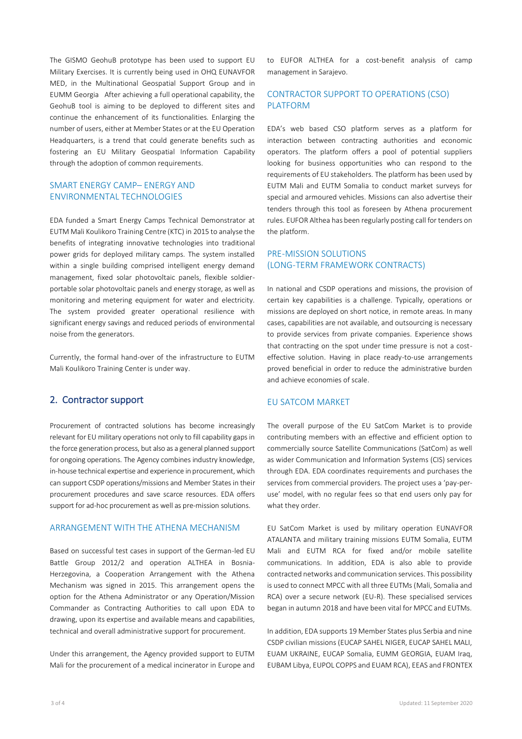The GISMO GeohuB prototype has been used to support EU Military Exercises. It is currently being used in OHQ EUNAVFOR MED, in the Multinational Geospatial Support Group and in EUMM Georgia After achieving a full operational capability, the GeohuB tool is aiming to be deployed to different sites and continue the enhancement of its functionalities. Enlarging the number of users, either at Member States or at the EU Operation Headquarters, is a trend that could generate benefits such as fostering an EU Military Geospatial Information Capability through the adoption of common requirements.

### SMART ENERGY CAMP– ENERGY AND ENVIRONMENTAL TECHNOLOGIES

EDA funded a Smart Energy Camps Technical Demonstrator at EUTM Mali Koulikoro Training Centre (KTC) in 2015 to analyse the benefits of integrating innovative technologies into traditional power grids for deployed military camps. The system installed within a single building comprised intelligent energy demand management, fixed solar photovoltaic panels, flexible soldier-portable solar photovoltaic panels and energy storage, as well as monitoring and metering equipment for water and electricity. The system provided greater operational resilience with significant energy savings and reduced periods of environmental noise from the generators.

Currently, the formal hand-over of the infrastructure to EUTM Mali Koulikoro Training Center is under way.

## 2. Contractor support

Procurement of contracted solutions has become increasingly relevant for EU military operations not only to fill capability gaps in the force generation process, but also as a general planned support for ongoing operations. The Agency combines industry knowledge, in-house technical expertise and experience in procurement, which can support CSDP operations/missions and Member States in their procurement procedures and save scarce resources. EDA offers support for ad-hoc procurement as well as pre-mission solutions.

### ARRANGEMENT WITH THE ATHENA MECHANISM

Based on successful test cases in support of the German-led EU Battle Group 2012/2 and operation ALTHEA in Bosnia-Herzegovina, a Cooperation Arrangement with the Athena Mechanism was signed in 2015. This arrangement opens the option for the Athena Administrator or any Operation/Mission Commander as Contracting Authorities to call upon EDA to drawing, upon its expertise and available means and capabilities, technical and overall administrative support for procurement.

Under this arrangement, the Agency provided support to EUTM Mali for the procurement of a medical incinerator in Europe and to EUFOR ALTHEA for a cost-benefit analysis of camp management in Sarajevo.

### CONTRACTOR SUPPORT TO OPERATIONS (CSO) PLATFORM

EDA's web based CSO platform serves as a platform for interaction between contracting authorities and economic operators. The platform offers a pool of potential suppliers looking for business opportunities who can respond to the requirements of EU stakeholders. The platform has been used by EUTM Mali and EUTM Somalia to conduct market surveys for special and armoured vehicles. Missions can also advertise their tenders through this tool as foreseen by Athena procurement rules. EUFOR Althea has been regularly posting call for tenders on the platform.

### PRE-MISSION SOLUTIONS (LONG-TERM FRAMEWORK CONTRACTS)

In national and CSDP operations and missions, the provision of certain key capabilities is a challenge. Typically, operations or missions are deployed on short notice, in remote areas. In many cases, capabilities are not available, and outsourcing is necessary to provide services from private companies. Experience shows that contracting on the spot under time pressure is not a cost-effective solution. Having in place ready-to-use arrangements proved beneficial in order to reduce the administrative burden and achieve economies of scale.

### EU SATCOM MARKET

The overall purpose of the EU SatCom Market is to provide contributing members with an effective and efficient option to commercially source Satellite Communications (SatCom) as well as wider Communication and Information Systems (CIS) services through EDA. EDA coordinates requirements and purchases the services from commercial providers. The project uses a 'pay-per-use' model, with no regular fees so that end users only pay for what they order.

EU SatCom Market is used by military operation EUNAVFOR ATALANTA and military training missions EUTM Somalia, EUTM Mali and EUTM RCA for fixed and/or mobile satellite communications. In addition, EDA is also able to provide contracted networks and communication services. This possibility is used to connect MPCC with all three EUTMs (Mali, Somalia and RCA) over a secure network (EU-R). These specialised services began in autumn 2018 and have been vital for MPCC and EUTMs.

In addition, EDA supports 19 Member States plus Serbia and nine CSDP civilian missions (EUCAP SAHEL NIGER, EUCAP SAHEL MALI, EUAM UKRAINE, EUCAP Somalia, EUMM GEORGIA, EUAM Iraq, EUBAM Libya, EUPOL COPPS and EUAM RCA), EEAS and FRONTEX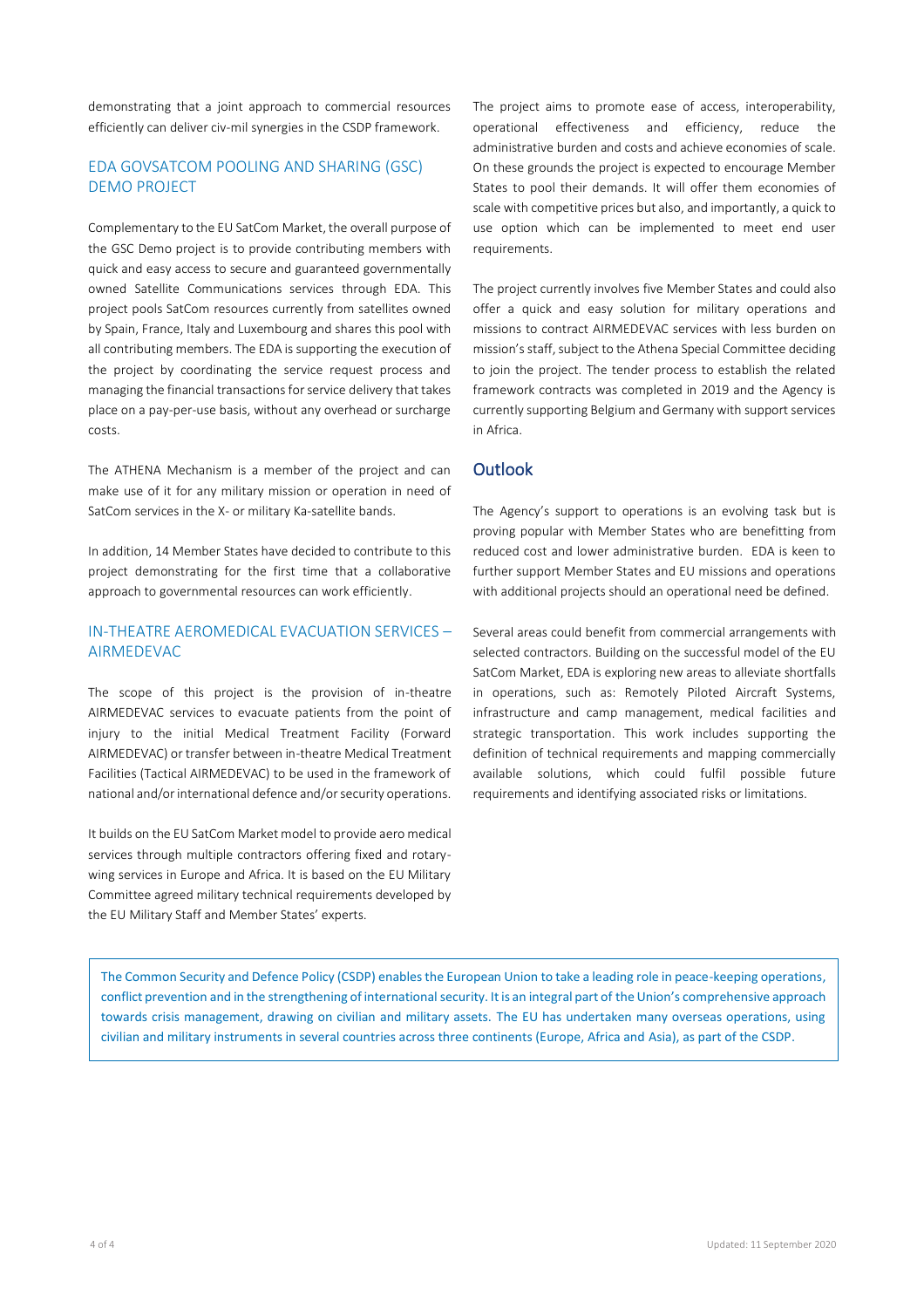demonstrating that a joint approach to commercial resources efficiently can deliver civ-mil synergies in the CSDP framework.

### EDA GOVSATCOM POOLING AND SHARING (GSC) DEMO PROJECT

Complementary to the EU SatCom Market, the overall purpose of the GSC Demo project is to provide contributing members with quick and easy access to secure and guaranteed governmentally owned Satellite Communications services through EDA. This project pools SatCom resources currently from satellites owned by Spain, France, Italy and Luxembourg and shares this pool with all contributing members. The EDA is supporting the execution of the project by coordinating the service request process and managing the financial transactions for service delivery that takes place on a pay-per-use basis, without any overhead or surcharge costs.

The ATHENA Mechanism is a member of the project and can make use of it for any military mission or operation in need of SatCom services in the X- or military Ka-satellite bands.

In addition, 14 Member States have decided to contribute to this project demonstrating for the first time that a collaborative approach to governmental resources can work efficiently.

### IN-THEATRE AEROMEDICAL EVACUATION SERVICES – AIRMEDEVAC

The scope of this project is the provision of in-theatre AIRMEDEVAC services to evacuate patients from the point of injury to the initial Medical Treatment Facility (Forward AIRMEDEVAC) or transfer between in-theatre Medical Treatment Facilities (Tactical AIRMEDEVAC) to be used in the framework of national and/or international defence and/or security operations.

It builds on the EU SatCom Market model to provide aero medical services through multiple contractors offering fixed and rotary-wing services in Europe and Africa. It is based on the EU Military Committee agreed military technical requirements developed by the EU Military Staff and Member States' experts.

The project aims to promote ease of access, interoperability, operational effectiveness and efficiency, reduce the administrative burden and costs and achieve economies of scale. On these grounds the project is expected to encourage Member States to pool their demands. It will offer them economies of scale with competitive prices but also, and importantly, a quick to use option which can be implemented to meet end user requirements.

The project currently involves five Member States and could also offer a quick and easy solution for military operations and missions to contract AIRMEDEVAC services with less burden on mission's staff, subject to the Athena Special Committee deciding to join the project. The tender process to establish the related framework contracts was completed in 2019 and the Agency is currently supporting Belgium and Germany with support services in Africa.

## Outlook

The Agency's support to operations is an evolving task but is proving popular with Member States who are benefitting from reduced cost and lower administrative burden. EDA is keen to further support Member States and EU missions and operations with additional projects should an operational need be defined.

Several areas could benefit from commercial arrangements with selected contractors. Building on the successful model of the EU SatCom Market, EDA is exploring new areas to alleviate shortfalls in operations, such as: Remotely Piloted Aircraft Systems, infrastructure and camp management, medical facilities and strategic transportation. This work includes supporting the definition of technical requirements and mapping commercially available solutions, which could fulfil possible future requirements and identifying associated risks or limitations.

The Common Security and Defence Policy (CSDP) enables the European Union to take a leading role in peace-keeping operations, conflict prevention and in the strengthening of international security. It is an integral part of the Union's comprehensive approach towards crisis management, drawing on civilian and military assets. The EU has undertaken many overseas operations, using civilian and military instruments in several countries across three continents (Europe, Africa and Asia), as part of the CSDP.

Updated: 11 September 2020